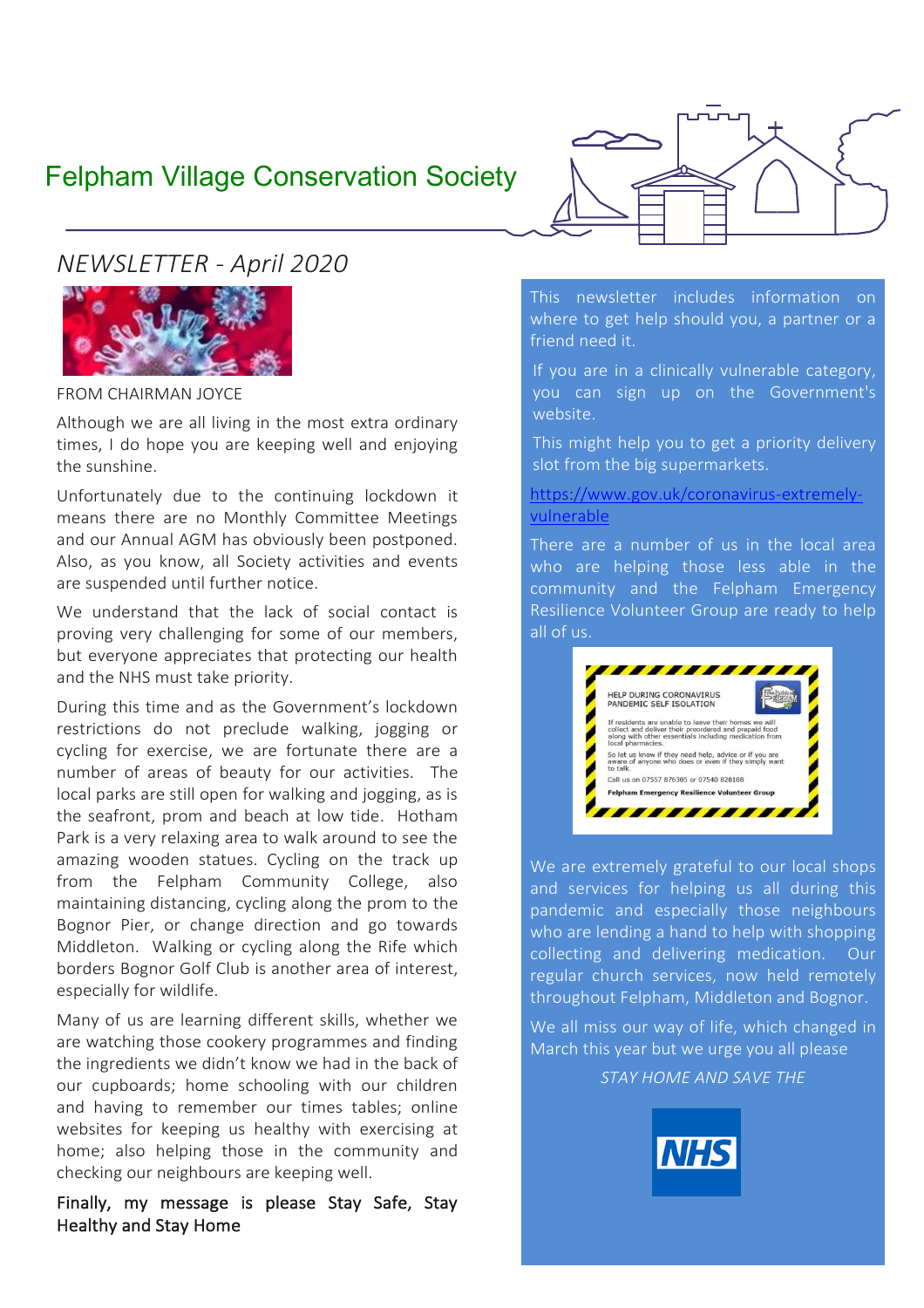# Felpham Village Conservation Society

## NEWSLETTER - April 2020

FROM CHAIRMAN JOYCE

Although we are all living in the most extra ordinary times, I do hope you are keeping well and enjoying the sunshine.

Unfortunately due to the continuing lockdown it means there are no Monthly Committee Meetings and our Annual AGM has obviously been postponed. Also, as you know, all Society activities and events are suspended until further notice.

We understand that the lack of social contact is proving very challenging for some of our members, but everyone appreciates that protecting our health and the NHS must take priority.

During this time and as the Government's lockdown restrictions do not preclude walking, jogging or cycling for exercise, we are fortunate there are a number of areas of beauty for our activities. The local parks are still open for walking and jogging, as is the seafront, prom and beach at low tide. Hotham Park is a very relaxing area to walk around to see the amazing wooden statues. Cycling on the track up from the Felpham Community College, also maintaining distancing, cycling along the prom to the Bognor Pier, or change direction and go towards Middleton. Walking or cycling along the Rife which borders Bognor Golf Club is another area of interest, especially for wildlife.

Many of us are learning different skills, whether we are watching those cookery programmes and finding the ingredients we didn't know we had in the back of our cupboards; home schooling with our children and having to remember our times tables; online websites for keeping us healthy with exercising at home; also helping those in the community and checking our neighbours are keeping well.

Finally, my message is please Stay Safe, Stay Healthy and Stay Home

This newsletter includes information on where to get help should you, a partner or a friend need it.

If you are in a clinically vulnerable category, you can sign up on the Government's website.

This might help you to get a priority delivery slot from the big supermarkets.

https://www.gov.uk/coronavirus-extremely-vulnerable

There are a number of us in the local area who are helping those less able in the community and the Felpham Emergency Resilience Volunteer Group are ready to help all of us.

HELP DURING CORONAVIRUS PANDEMIC SELF ISOLATION

If residents are unable to leave their homes we will collect and deliver their preordered and prepaid food along with other essentials including medication from local pharmacies.

So let us know if they need help, advice or if you are aware of anyone who does or even if they simply want to talk.

Call us on 07557 876305 or 07540 828108

**Felpham Emergency Resilience Volunteer Group**

We are extremely grateful to our local shops and services for helping us all during this pandemic and especially those neighbours who are lending a hand to help with shopping collecting and delivering medication. Our regular church services, now held remotely throughout Felpham, Middleton and Bognor.

We all miss our way of life, which changed in March this year but we urge you all please

*STAY HOME AND SAVE THE*

NHS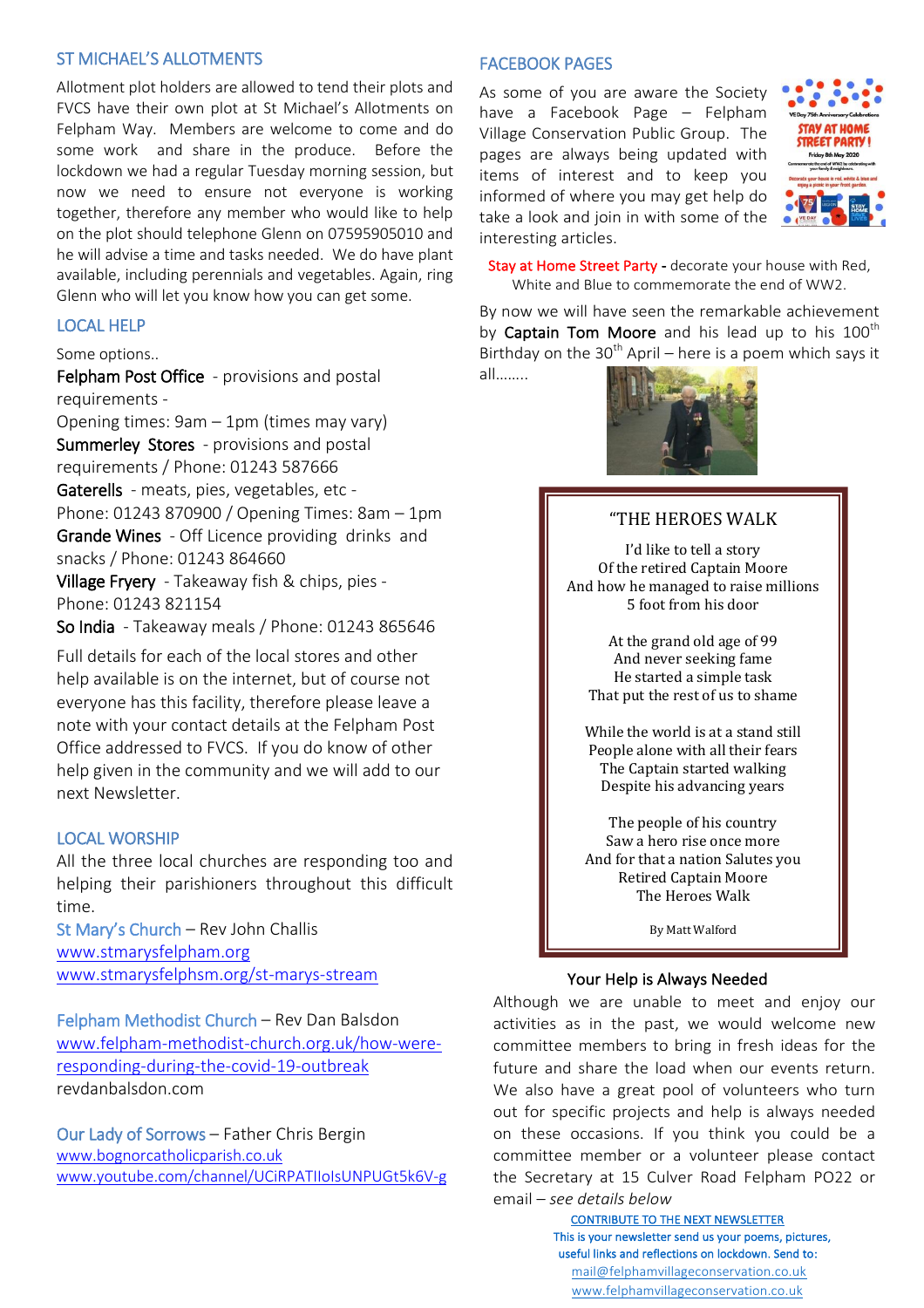## ST MICHAEL'S ALLOTMENTS

Allotment plot holders are allowed to tend their plots and FVCS have their own plot at St Michael's Allotments on Felpham Way. Members are welcome to come and do some work and share in the produce. Before the lockdown we had a regular Tuesday morning session, but now we need to ensure not everyone is working together, therefore any member who would like to help on the plot should telephone Glenn on 07595905010 and he will advise a time and tasks needed. We do have plant available, including perennials and vegetables. Again, ring Glenn who will let you know how you can get some.

## LOCAL HELP

Some options..

Felpham Post Office - provisions and postal requirements -
Opening times: 9am – 1pm (times may vary)

Summerley Stores - provisions and postal requirements / Phone: 01243 587666

Gaterells - meats, pies, vegetables, etc -
Phone: 01243 870900 / Opening Times: 8am – 1pm

Grande Wines - Off Licence providing drinks and snacks / Phone: 01243 864660

Village Fryery - Takeaway fish & chips, pies -
Phone: 01243 821154

So India - Takeaway meals / Phone: 01243 865646

Full details for each of the local stores and other help available is on the internet, but of course not everyone has this facility, therefore please leave a note with your contact details at the Felpham Post Office addressed to FVCS. If you do know of other help given in the community and we will add to our next Newsletter.

## LOCAL WORSHIP

All the three local churches are responding too and helping their parishioners throughout this difficult time.

St Mary's Church – Rev John Challis
www.stmarysfelpham.org
www.stmarysfelphsm.org/st-marys-stream

Felpham Methodist Church – Rev Dan Balsdon
www.felpham-methodist-church.org.uk/how-were-responding-during-the-covid-19-outbreak
revdanbalsdon.com

Our Lady of Sorrows – Father Chris Bergin
www.bognorcatholicparish.co.uk
www.youtube.com/channel/UCiRPATIIoIsUNPUGt5k6V-g

## FACEBOOK PAGES

As some of you are aware the Society have a Facebook Page – Felpham Village Conservation Public Group. The pages are always being updated with items of interest and to keep you informed of where you may get help do take a look and join in with some of the interesting articles.

VE Day 75th Anniversary Celebrations
STAY AT HOME STREET PARTY!
Friday 8th May 2020

Stay at Home Street Party - decorate your house with Red, White and Blue to commemorate the end of WW2.

By now we will have seen the remarkable achievement by Captain Tom Moore and his lead up to his 100th Birthday on the 30th April – here is a poem which says it all……..

"THE HEROES WALK

I'd like to tell a story
Of the retired Captain Moore
And how he managed to raise millions
5 foot from his door

At the grand old age of 99
And never seeking fame
He started a simple task
That put the rest of us to shame

While the world is at a stand still
People alone with all their fears
The Captain started walking
Despite his advancing years

The people of his country
Saw a hero rise once more
And for that a nation Salutes you
Retired Captain Moore
The Heroes Walk

By Matt Walford

### Your Help is Always Needed

Although we are unable to meet and enjoy our activities as in the past, we would welcome new committee members to bring in fresh ideas for the future and share the load when our events return. We also have a great pool of volunteers who turn out for specific projects and help is always needed on these occasions. If you think you could be a committee member or a volunteer please contact the Secretary at 15 Culver Road Felpham PO22 or email – *see details below*

CONTRIBUTE TO THE NEXT NEWSLETTER
This is your newsletter send us your poems, pictures, useful links and reflections on lockdown. Send to:
mail@felphamvillageconservation.co.uk
www.felphamvillageconservation.co.uk